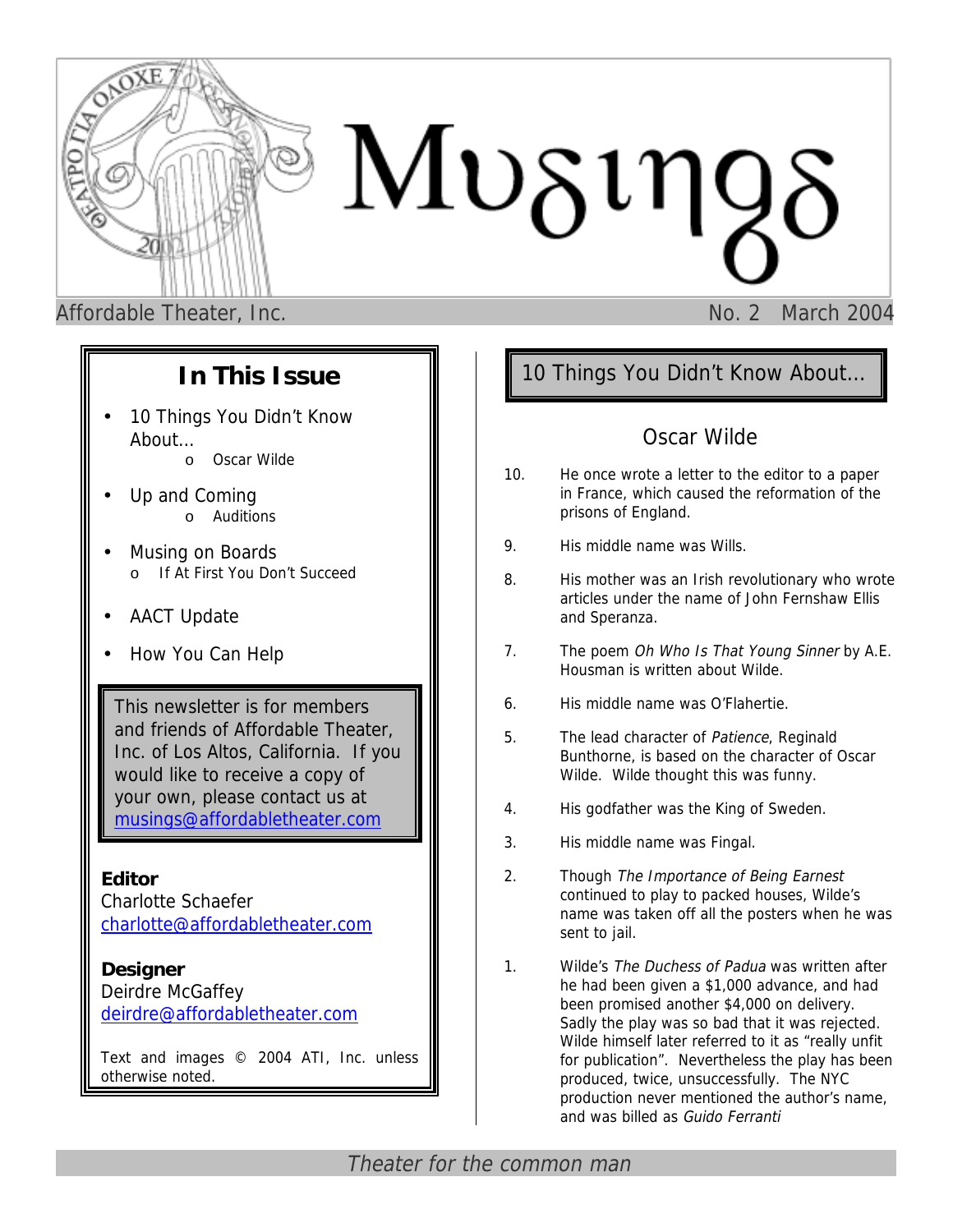# Musings

Affordable Theater, Inc. No. 2 March 2004

## In This Issue

- 10 Things You Didn't Know About…
  - Oscar Wilde
- Up and Coming
  - Auditions
- Musing on Boards
  - If At First You Don't Succeed
- AACT Update
- How You Can Help

This newsletter is for members and friends of Affordable Theater, Inc. of Los Altos, California. If you would like to receive a copy of your own, please contact us at musings@affordabletheater.com

**Editor**
Charlotte Schaefer
charlotte@affordabletheater.com

**Designer**
Deirdre McGaffey
deirdre@affordabletheater.com

Text and images © 2004 ATI, Inc. unless otherwise noted.

## 10 Things You Didn't Know About…

### Oscar Wilde

10. He once wrote a letter to the editor to a paper in France, which caused the reformation of the prisons of England.

9. His middle name was Wills.

8. His mother was an Irish revolutionary who wrote articles under the name of John Fernshaw Ellis and Speranza.

7. The poem *Oh Who Is That Young Sinner* by A.E. Housman is written about Wilde.

6. His middle name was O'Flahertie.

5. The lead character of *Patience*, Reginald Bunthorne, is based on the character of Oscar Wilde. Wilde thought this was funny.

4. His godfather was the King of Sweden.

3. His middle name was Fingal.

2. Though *The Importance of Being Earnest* continued to play to packed houses, Wilde's name was taken off all the posters when he was sent to jail.

1. Wilde's *The Duchess of Padua* was written after he had been given a $1,000 advance, and had been promised another $4,000 on delivery. Sadly the play was so bad that it was rejected. Wilde himself later referred to it as "really unfit for publication". Nevertheless the play has been produced, twice, unsuccessfully. The NYC production never mentioned the author's name, and was billed as *Guido Ferranti*

*Theater for the common man*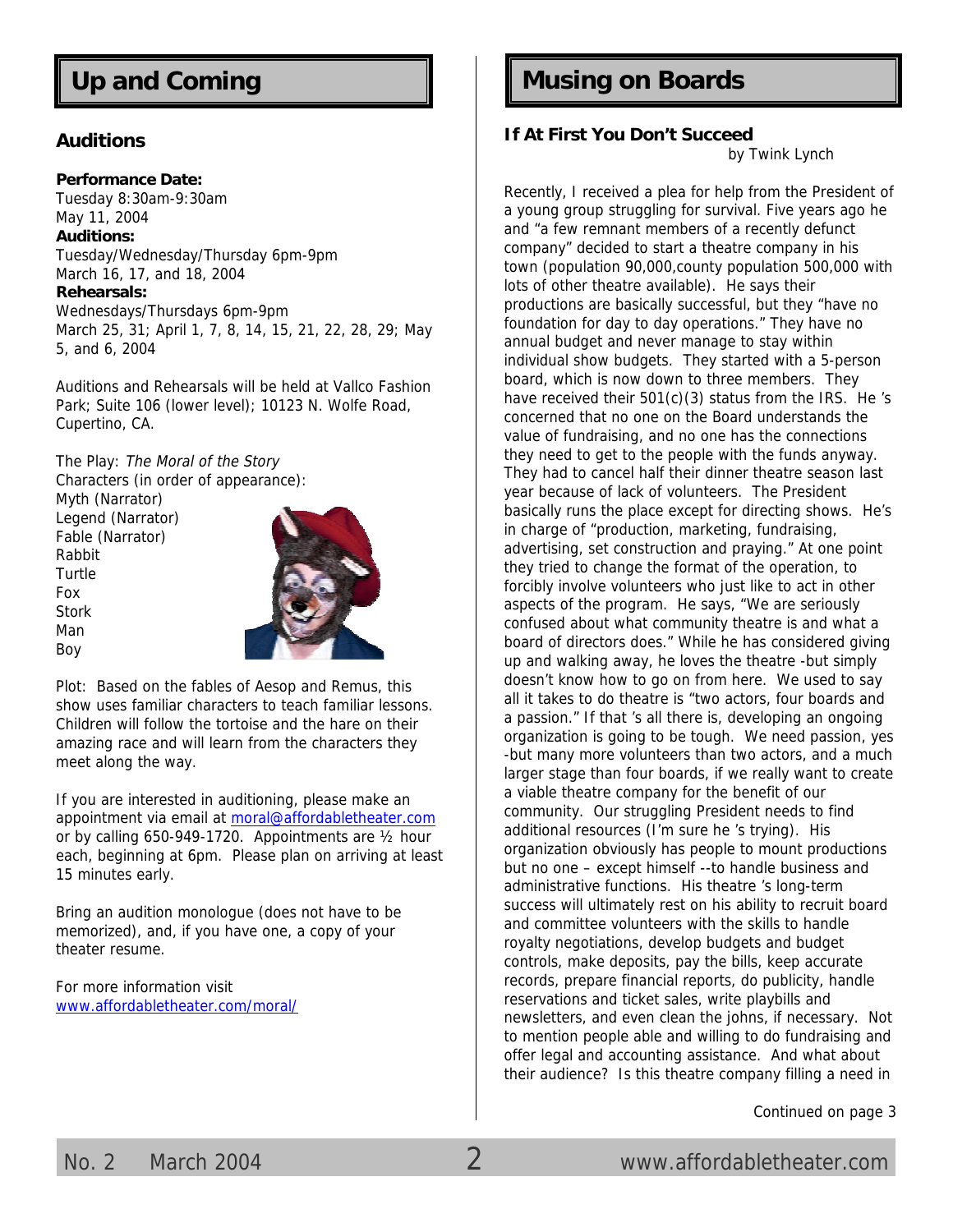## Up and Coming

### Auditions

**Performance Date:**
Tuesday 8:30am-9:30am
May 11, 2004
**Auditions:**
Tuesday/Wednesday/Thursday 6pm-9pm
March 16, 17, and 18, 2004
**Rehearsals:**
Wednesdays/Thursdays 6pm-9pm
March 25, 31; April 1, 7, 8, 14, 15, 21, 22, 28, 29; May 5, and 6, 2004

Auditions and Rehearsals will be held at Vallco Fashion Park; Suite 106 (lower level); 10123 N. Wolfe Road, Cupertino, CA.

The Play: *The Moral of the Story*
Characters (in order of appearance):
Myth (Narrator)
Legend (Narrator)
Fable (Narrator)
Rabbit
Turtle
Fox
Stork
Man
Boy

Plot: Based on the fables of Aesop and Remus, this show uses familiar characters to teach familiar lessons. Children will follow the tortoise and the hare on their amazing race and will learn from the characters they meet along the way.

If you are interested in auditioning, please make an appointment via email at moral@affordabletheater.com or by calling 650-949-1720. Appointments are ½ hour each, beginning at 6pm. Please plan on arriving at least 15 minutes early.

Bring an audition monologue (does not have to be memorized), and, if you have one, a copy of your theater resume.

For more information visit www.affordabletheater.com/moral/

## Musing on Boards

### If At First You Don't Succeed

by Twink Lynch

Recently, I received a plea for help from the President of a young group struggling for survival. Five years ago he and "a few remnant members of a recently defunct company" decided to start a theatre company in his town (population 90,000,county population 500,000 with lots of other theatre available). He says their productions are basically successful, but they "have no foundation for day to day operations." They have no annual budget and never manage to stay within individual show budgets. They started with a 5-person board, which is now down to three members. They have received their 501(c)(3) status from the IRS. He 's concerned that no one on the Board understands the value of fundraising, and no one has the connections they need to get to the people with the funds anyway. They had to cancel half their dinner theatre season last year because of lack of volunteers. The President basically runs the place except for directing shows. He's in charge of "production, marketing, fundraising, advertising, set construction and praying." At one point they tried to change the format of the operation, to forcibly involve volunteers who just like to act in other aspects of the program. He says, "We are seriously confused about what community theatre is and what a board of directors does." While he has considered giving up and walking away, he loves the theatre -but simply doesn't know how to go on from here. We used to say all it takes to do theatre is "two actors, four boards and a passion." If that 's all there is, developing an ongoing organization is going to be tough. We need passion, yes -but many more volunteers than two actors, and a much larger stage than four boards, if we really want to create a viable theatre company for the benefit of our community. Our struggling President needs to find additional resources (I'm sure he 's trying). His organization obviously has people to mount productions but no one – except himself --to handle business and administrative functions. His theatre 's long-term success will ultimately rest on his ability to recruit board and committee volunteers with the skills to handle royalty negotiations, develop budgets and budget controls, make deposits, pay the bills, keep accurate records, prepare financial reports, do publicity, handle reservations and ticket sales, write playbills and newsletters, and even clean the johns, if necessary. Not to mention people able and willing to do fundraising and offer legal and accounting assistance. And what about their audience? Is this theatre company filling a need in

Continued on page 3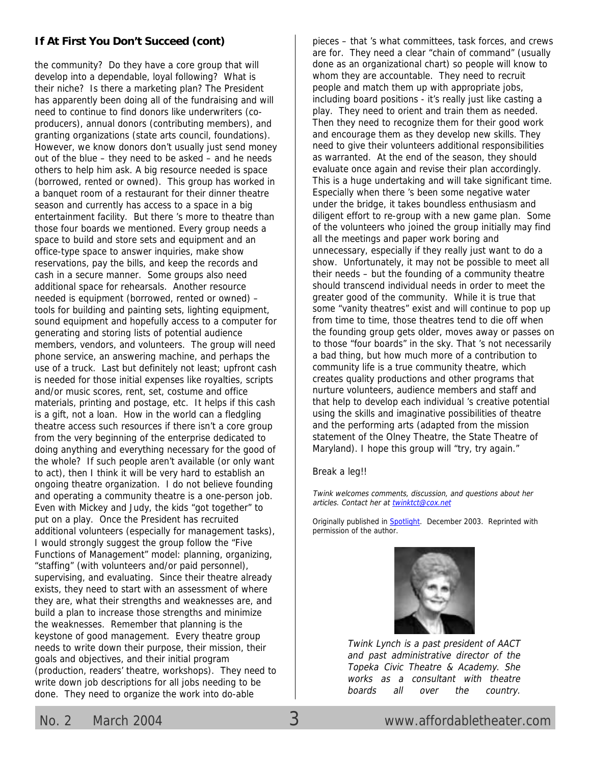## If At First You Don't Succeed (cont)

the community? Do they have a core group that will develop into a dependable, loyal following? What is their niche? Is there a marketing plan? The President has apparently been doing all of the fundraising and will need to continue to find donors like underwriters (co-producers), annual donors (contributing members), and granting organizations (state arts council, foundations). However, we know donors don't usually just send money out of the blue – they need to be asked – and he needs others to help him ask. A big resource needed is space (borrowed, rented or owned). This group has worked in a banquet room of a restaurant for their dinner theatre season and currently has access to a space in a big entertainment facility. But there's more to theatre than those four boards we mentioned. Every group needs a space to build and store sets and equipment and an office-type space to answer inquiries, make show reservations, pay the bills, and keep the records and cash in a secure manner. Some groups also need additional space for rehearsals. Another resource needed is equipment (borrowed, rented or owned) – tools for building and painting sets, lighting equipment, sound equipment and hopefully access to a computer for generating and storing lists of potential audience members, vendors, and volunteers. The group will need phone service, an answering machine, and perhaps the use of a truck. Last but definitely not least; upfront cash is needed for those initial expenses like royalties, scripts and/or music scores, rent, set, costume and office materials, printing and postage, etc. It helps if this cash is a gift, not a loan. How in the world can a fledgling theatre access such resources if there isn't a core group from the very beginning of the enterprise dedicated to doing anything and everything necessary for the good of the whole? If such people aren't available (or only want to act), then I think it will be very hard to establish an ongoing theatre organization. I do not believe founding and operating a community theatre is a one-person job. Even with Mickey and Judy, the kids "got together" to put on a play. Once the President has recruited additional volunteers (especially for management tasks), I would strongly suggest the group follow the "Five Functions of Management" model: planning, organizing, "staffing" (with volunteers and/or paid personnel), supervising, and evaluating. Since their theatre already exists, they need to start with an assessment of where they are, what their strengths and weaknesses are, and build a plan to increase those strengths and minimize the weaknesses. Remember that planning is the keystone of good management. Every theatre group needs to write down their purpose, their mission, their goals and objectives, and their initial program (production, readers' theatre, workshops). They need to write down job descriptions for all jobs needing to be done. They need to organize the work into do-able pieces – that's what committees, task forces, and crews are for. They need a clear "chain of command" (usually done as an organizational chart) so people will know to whom they are accountable. They need to recruit people and match them up with appropriate jobs, including board positions - it's really just like casting a play. They need to orient and train them as needed. Then they need to recognize them for their good work and encourage them as they develop new skills. They need to give their volunteers additional responsibilities as warranted. At the end of the season, they should evaluate once again and revise their plan accordingly. This is a huge undertaking and will take significant time. Especially when there's been some negative water under the bridge, it takes boundless enthusiasm and diligent effort to re-group with a new game plan. Some of the volunteers who joined the group initially may find all the meetings and paper work boring and unnecessary, especially if they really just want to do a show. Unfortunately, it may not be possible to meet all their needs – but the founding of a community theatre should transcend individual needs in order to meet the greater good of the community. While it is true that some "vanity theatres" exist and will continue to pop up from time to time, those theatres tend to die off when the founding group gets older, moves away or passes on to those "four boards" in the sky. That's not necessarily a bad thing, but how much more of a contribution to community life is a true community theatre, which creates quality productions and other programs that nurture volunteers, audience members and staff and that help to develop each individual's creative potential using the skills and imaginative possibilities of theatre and the performing arts (adapted from the mission statement of the Olney Theatre, the State Theatre of Maryland). I hope this group will "try, try again."

Break a leg!!

*Twink welcomes comments, discussion, and questions about her articles. Contact her at twinktct@cox.net*

Originally published in Spotlight. December 2003. Reprinted with permission of the author.

*Twink Lynch is a past president of AACT and past administrative director of the Topeka Civic Theatre & Academy. She works as a consultant with theatre boards all over the country.*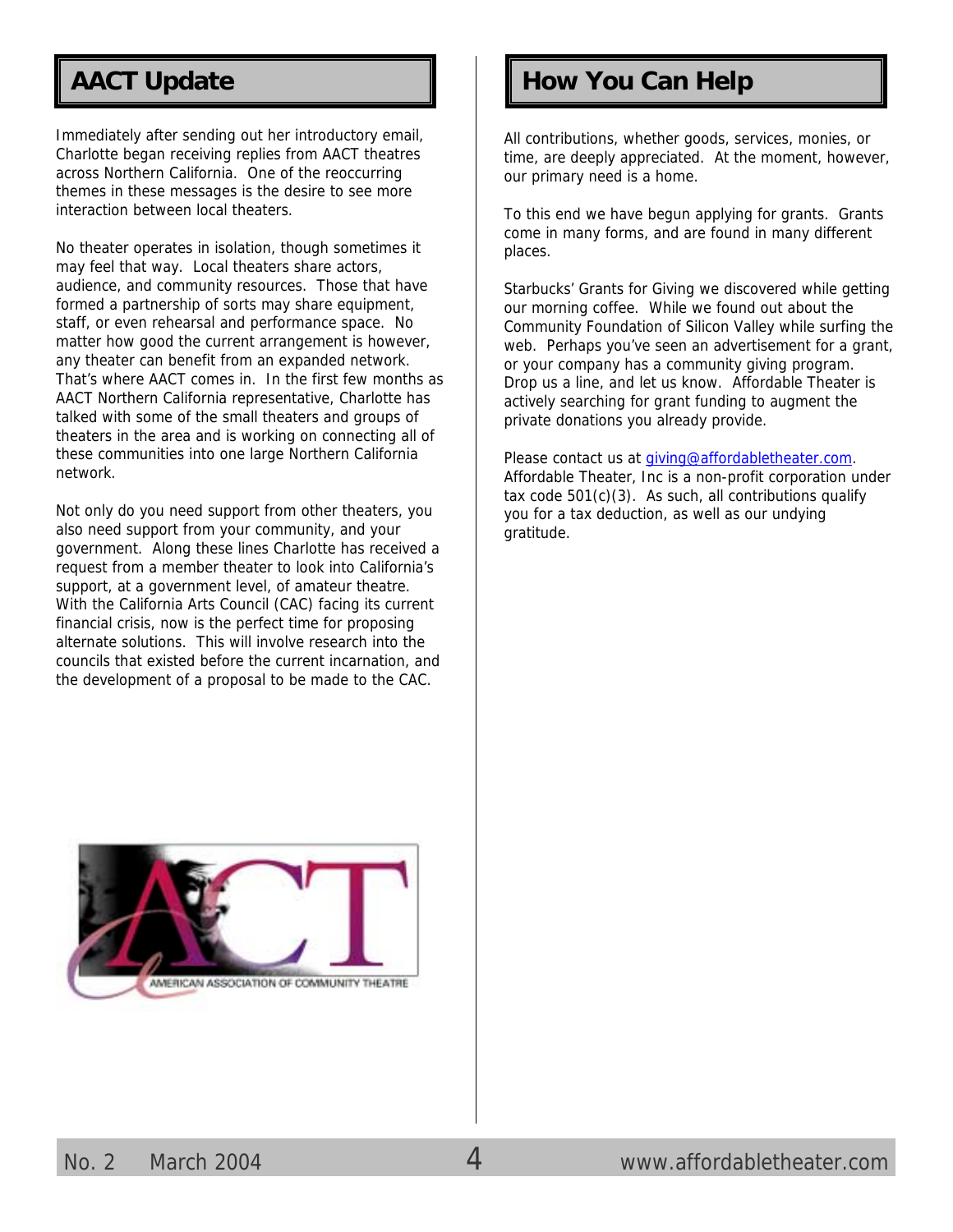## AACT Update

Immediately after sending out her introductory email, Charlotte began receiving replies from AACT theatres across Northern California. One of the reoccurring themes in these messages is the desire to see more interaction between local theaters.

No theater operates in isolation, though sometimes it may feel that way. Local theaters share actors, audience, and community resources. Those that have formed a partnership of sorts may share equipment, staff, or even rehearsal and performance space. No matter how good the current arrangement is however, any theater can benefit from an expanded network. That's where AACT comes in. In the first few months as AACT Northern California representative, Charlotte has talked with some of the small theaters and groups of theaters in the area and is working on connecting all of these communities into one large Northern California network.

Not only do you need support from other theaters, you also need support from your community, and your government. Along these lines Charlotte has received a request from a member theater to look into California's support, at a government level, of amateur theatre. With the California Arts Council (CAC) facing its current financial crisis, now is the perfect time for proposing alternate solutions. This will involve research into the councils that existed before the current incarnation, and the development of a proposal to be made to the CAC.

## How You Can Help

All contributions, whether goods, services, monies, or time, are deeply appreciated. At the moment, however, our primary need is a home.

To this end we have begun applying for grants. Grants come in many forms, and are found in many different places.

Starbucks' Grants for Giving we discovered while getting our morning coffee. While we found out about the Community Foundation of Silicon Valley while surfing the web. Perhaps you've seen an advertisement for a grant, or your company has a community giving program. Drop us a line, and let us know. Affordable Theater is actively searching for grant funding to augment the private donations you already provide.

Please contact us at giving@affordabletheater.com. Affordable Theater, Inc is a non-profit corporation under tax code 501(c)(3). As such, all contributions qualify you for a tax deduction, as well as our undying gratitude.